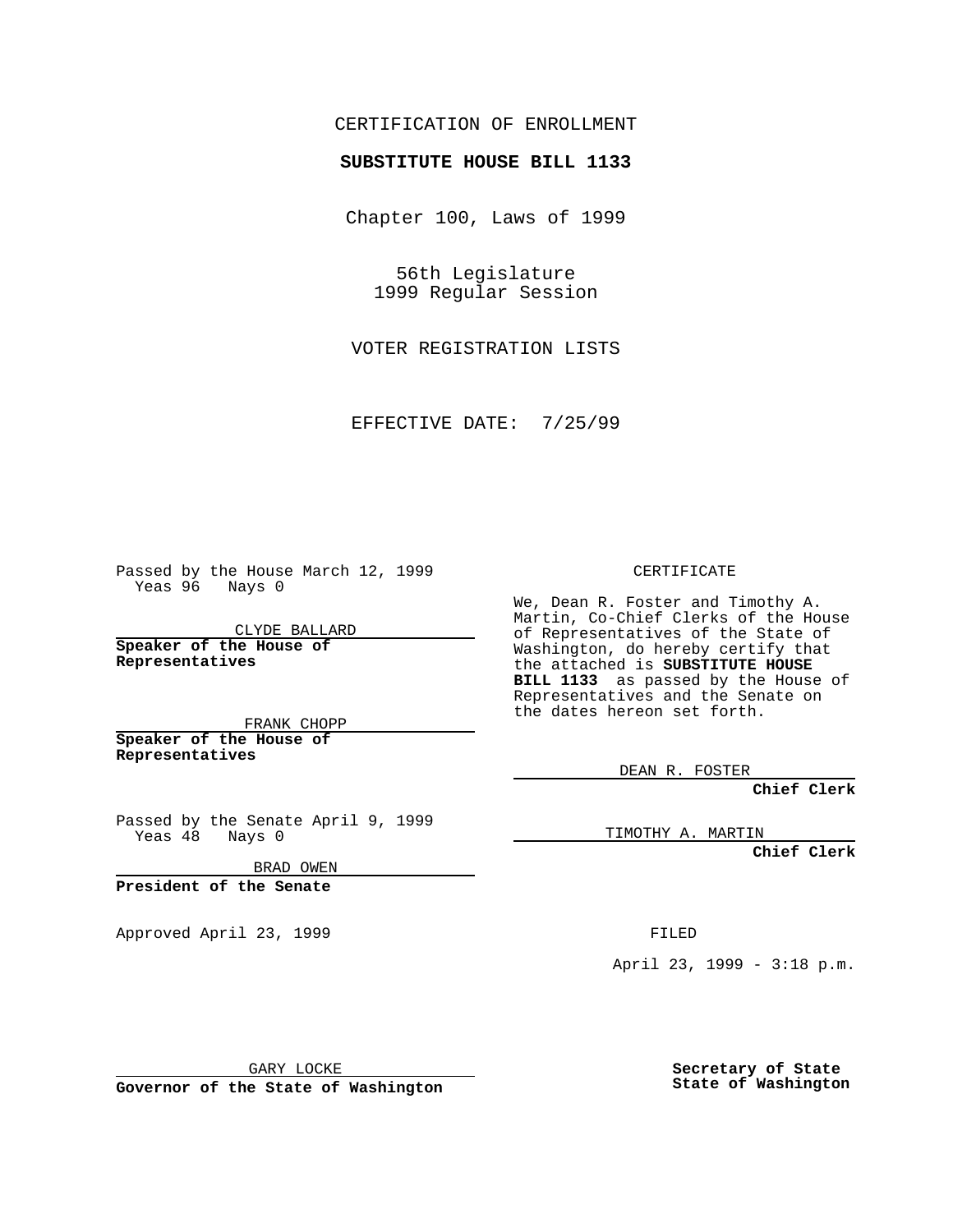CERTIFICATION OF ENROLLMENT

**SUBSTITUTE HOUSE BILL 1133**

Chapter 100, Laws of 1999

56th Legislature
1999 Regular Session

VOTER REGISTRATION LISTS

EFFECTIVE DATE: 7/25/99

Passed by the House March 12, 1999
Yeas 96 Nays 0

CLYDE BALLARD

**Speaker of the House of Representatives**

FRANK CHOPP

**Speaker of the House of Representatives**

Passed by the Senate April 9, 1999
Yeas 48 Nays 0

BRAD OWEN

**President of the Senate**

Approved April 23, 1999

GARY LOCKE

**Governor of the State of Washington**

CERTIFICATE

We, Dean R. Foster and Timothy A. Martin, Co-Chief Clerks of the House of Representatives of the State of Washington, do hereby certify that the attached is **SUBSTITUTE HOUSE BILL 1133** as passed by the House of Representatives and the Senate on the dates hereon set forth.

DEAN R. FOSTER

**Chief Clerk**

TIMOTHY A. MARTIN

**Chief Clerk**

FILED

April 23, 1999 - 3:18 p.m.

**Secretary of State**
**State of Washington**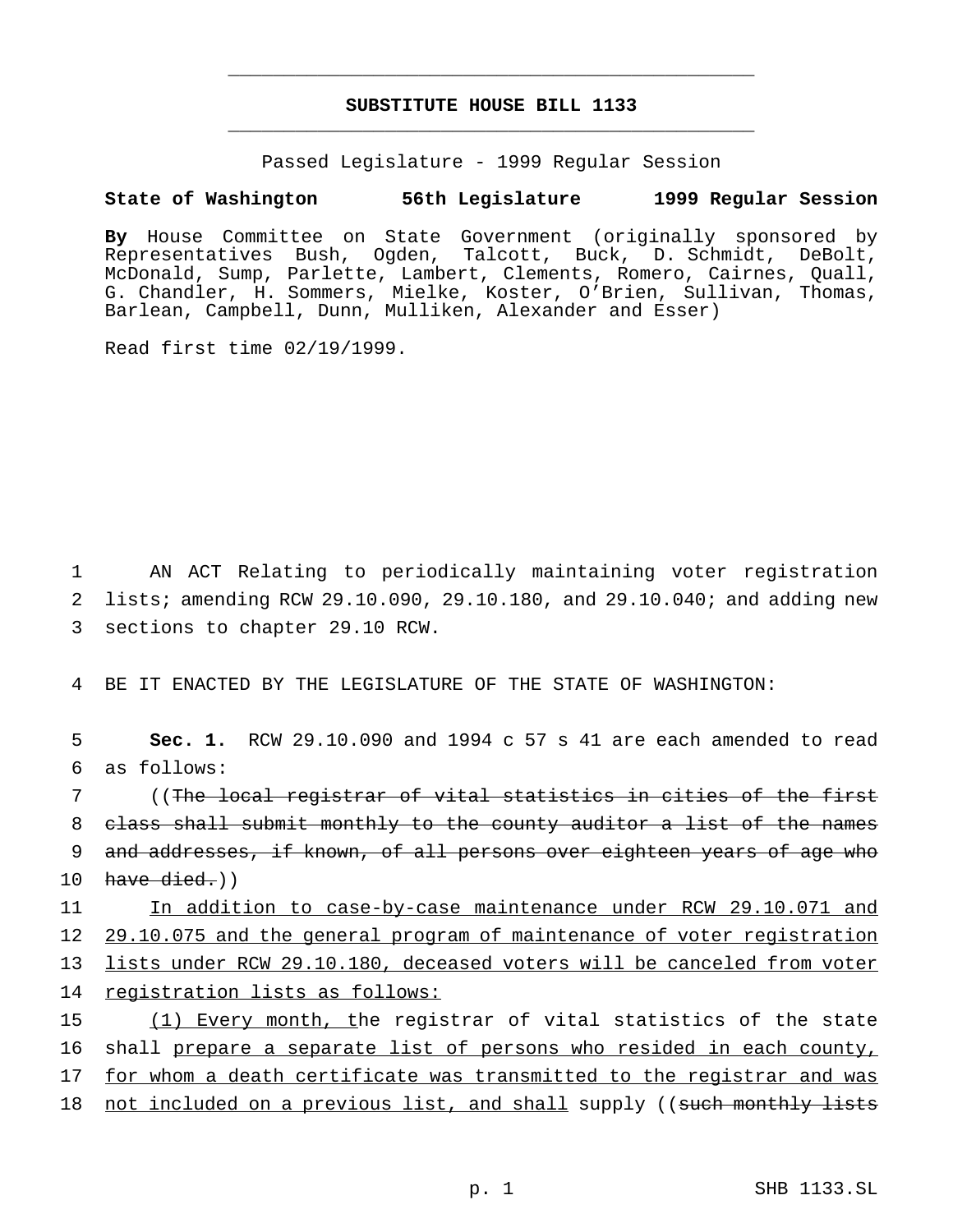# SUBSTITUTE HOUSE BILL 1133

Passed Legislature - 1999 Regular Session

**State of Washington 56th Legislature 1999 Regular Session**

**By** House Committee on State Government (originally sponsored by Representatives Bush, Ogden, Talcott, Buck, D. Schmidt, DeBolt, McDonald, Sump, Parlette, Lambert, Clements, Romero, Cairnes, Quall, G. Chandler, H. Sommers, Mielke, Koster, O'Brien, Sullivan, Thomas, Barlean, Campbell, Dunn, Mulliken, Alexander and Esser)

Read first time 02/19/1999.

AN ACT Relating to periodically maintaining voter registration lists; amending RCW 29.10.090, 29.10.180, and 29.10.040; and adding new sections to chapter 29.10 RCW.

BE IT ENACTED BY THE LEGISLATURE OF THE STATE OF WASHINGTON:

**Sec. 1.** RCW 29.10.090 and 1994 c 57 s 41 are each amended to read as follows:

((~~The local registrar of vital statistics in cities of the first class shall submit monthly to the county auditor a list of the names and addresses, if known, of all persons over eighteen years of age who have died.~~))

In addition to case-by-case maintenance under RCW 29.10.071 and 29.10.075 and the general program of maintenance of voter registration lists under RCW 29.10.180, deceased voters will be canceled from voter registration lists as follows:

(1) Every month, the registrar of vital statistics of the state shall prepare a separate list of persons who resided in each county, for whom a death certificate was transmitted to the registrar and was not included on a previous list, and shall supply ((~~such monthly lists~~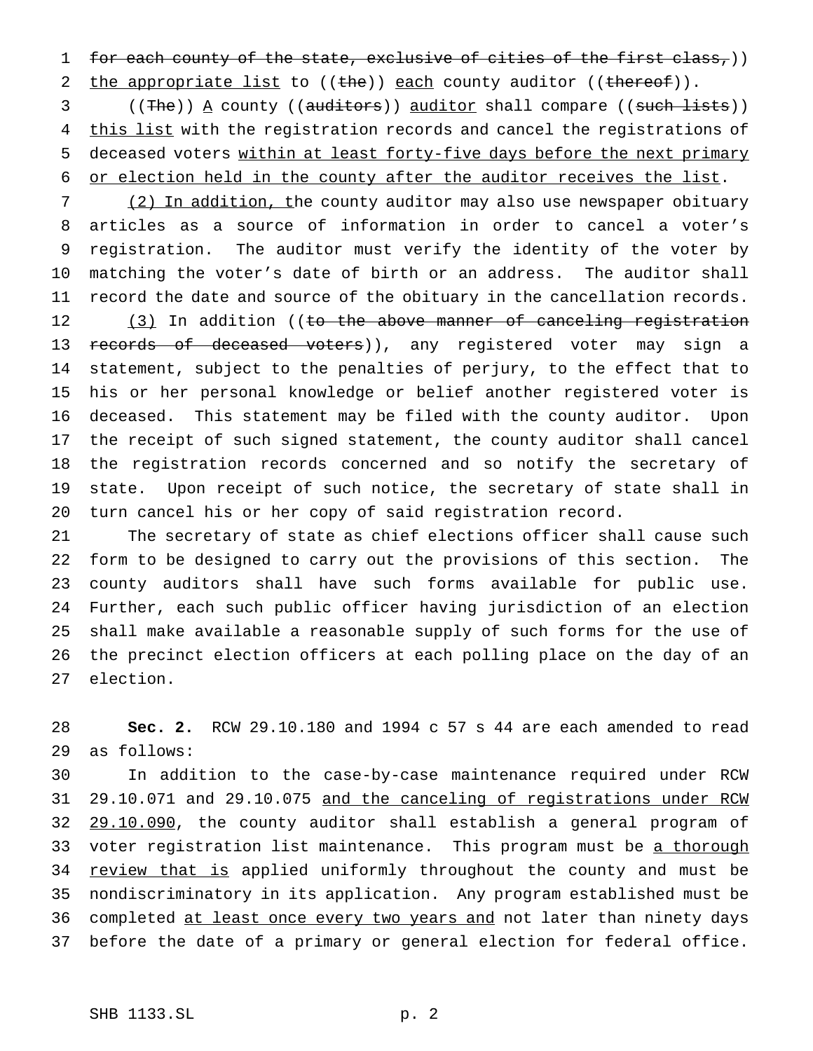~~for each county of the state, exclusive of cities of the first class,~~)) the appropriate list to ((~~the~~)) each county auditor ((~~thereof~~)).

((~~The~~)) A county ((~~auditors~~)) auditor shall compare ((~~such lists~~)) this list with the registration records and cancel the registrations of deceased voters within at least forty-five days before the next primary or election held in the county after the auditor receives the list.

(2) In addition, the county auditor may also use newspaper obituary articles as a source of information in order to cancel a voter's registration. The auditor must verify the identity of the voter by matching the voter's date of birth or an address. The auditor shall record the date and source of the obituary in the cancellation records.

(3) In addition ((~~to the above manner of canceling registration records of deceased voters~~)), any registered voter may sign a statement, subject to the penalties of perjury, to the effect that to his or her personal knowledge or belief another registered voter is deceased. This statement may be filed with the county auditor. Upon the receipt of such signed statement, the county auditor shall cancel the registration records concerned and so notify the secretary of state. Upon receipt of such notice, the secretary of state shall in turn cancel his or her copy of said registration record.

The secretary of state as chief elections officer shall cause such form to be designed to carry out the provisions of this section. The county auditors shall have such forms available for public use. Further, each such public officer having jurisdiction of an election shall make available a reasonable supply of such forms for the use of the precinct election officers at each polling place on the day of an election.

**Sec. 2.** RCW 29.10.180 and 1994 c 57 s 44 are each amended to read as follows:

In addition to the case-by-case maintenance required under RCW 29.10.071 and 29.10.075 and the canceling of registrations under RCW 29.10.090, the county auditor shall establish a general program of voter registration list maintenance. This program must be a thorough review that is applied uniformly throughout the county and must be nondiscriminatory in its application. Any program established must be completed at least once every two years and not later than ninety days before the date of a primary or general election for federal office.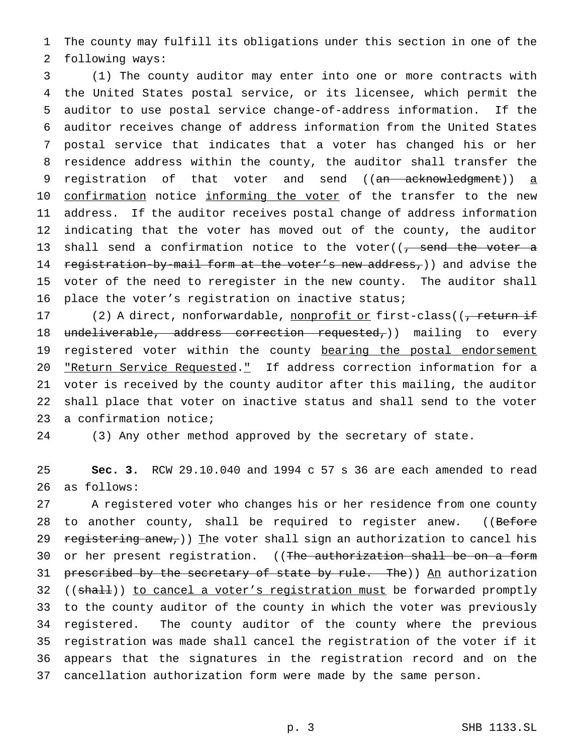The county may fulfill its obligations under this section in one of the following ways:

(1) The county auditor may enter into one or more contracts with the United States postal service, or its licensee, which permit the auditor to use postal service change-of-address information. If the auditor receives change of address information from the United States postal service that indicates that a voter has changed his or her residence address within the county, the auditor shall transfer the registration of that voter and send ((~~an acknowledgment~~)) a confirmation notice informing the voter of the transfer to the new address. If the auditor receives postal change of address information indicating that the voter has moved out of the county, the auditor shall send a confirmation notice to the voter((~~, send the voter a registration-by-mail form at the voter's new address,~~)) and advise the voter of the need to reregister in the new county. The auditor shall place the voter's registration on inactive status;

(2) A direct, nonforwardable, nonprofit or first-class((~~, return if undeliverable, address correction requested,~~)) mailing to every registered voter within the county bearing the postal endorsement "Return Service Requested." If address correction information for a voter is received by the county auditor after this mailing, the auditor shall place that voter on inactive status and shall send to the voter a confirmation notice;

(3) Any other method approved by the secretary of state.

**Sec. 3.** RCW 29.10.040 and 1994 c 57 s 36 are each amended to read as follows:

A registered voter who changes his or her residence from one county to another county, shall be required to register anew. ((~~Before registering anew,~~)) The voter shall sign an authorization to cancel his or her present registration. ((~~The authorization shall be on a form prescribed by the secretary of state by rule. The~~)) An authorization ((~~shall~~)) to cancel a voter's registration must be forwarded promptly to the county auditor of the county in which the voter was previously registered. The county auditor of the county where the previous registration was made shall cancel the registration of the voter if it appears that the signatures in the registration record and on the cancellation authorization form were made by the same person.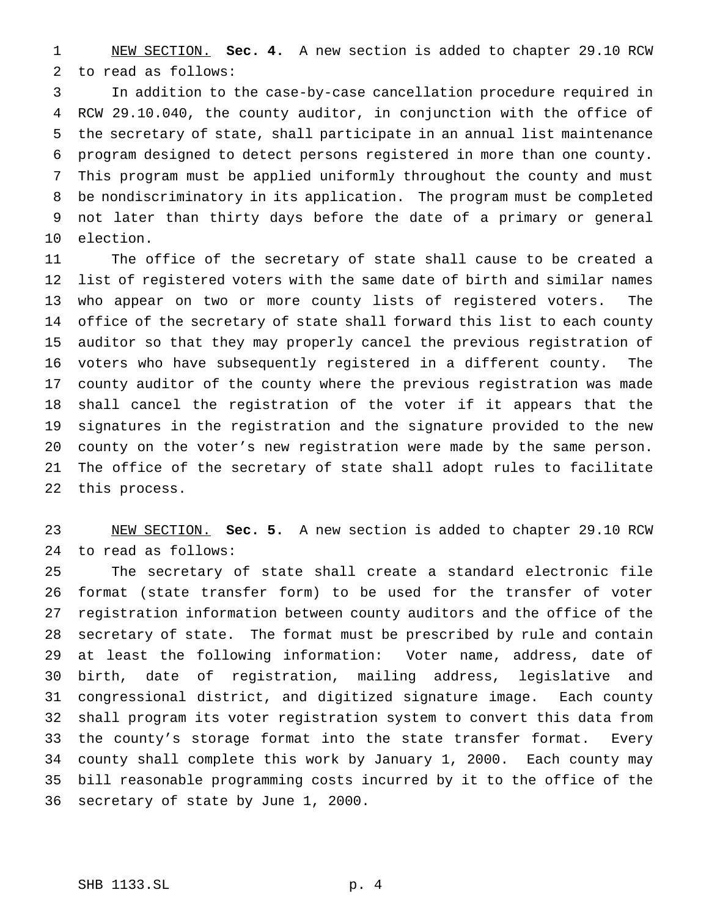NEW SECTION. **Sec. 4.** A new section is added to chapter 29.10 RCW to read as follows:

In addition to the case-by-case cancellation procedure required in RCW 29.10.040, the county auditor, in conjunction with the office of the secretary of state, shall participate in an annual list maintenance program designed to detect persons registered in more than one county. This program must be applied uniformly throughout the county and must be nondiscriminatory in its application. The program must be completed not later than thirty days before the date of a primary or general election.

The office of the secretary of state shall cause to be created a list of registered voters with the same date of birth and similar names who appear on two or more county lists of registered voters. The office of the secretary of state shall forward this list to each county auditor so that they may properly cancel the previous registration of voters who have subsequently registered in a different county. The county auditor of the county where the previous registration was made shall cancel the registration of the voter if it appears that the signatures in the registration and the signature provided to the new county on the voter's new registration were made by the same person. The office of the secretary of state shall adopt rules to facilitate this process.

NEW SECTION. **Sec. 5.** A new section is added to chapter 29.10 RCW to read as follows:

The secretary of state shall create a standard electronic file format (state transfer form) to be used for the transfer of voter registration information between county auditors and the office of the secretary of state. The format must be prescribed by rule and contain at least the following information: Voter name, address, date of birth, date of registration, mailing address, legislative and congressional district, and digitized signature image. Each county shall program its voter registration system to convert this data from the county's storage format into the state transfer format. Every county shall complete this work by January 1, 2000. Each county may bill reasonable programming costs incurred by it to the office of the secretary of state by June 1, 2000.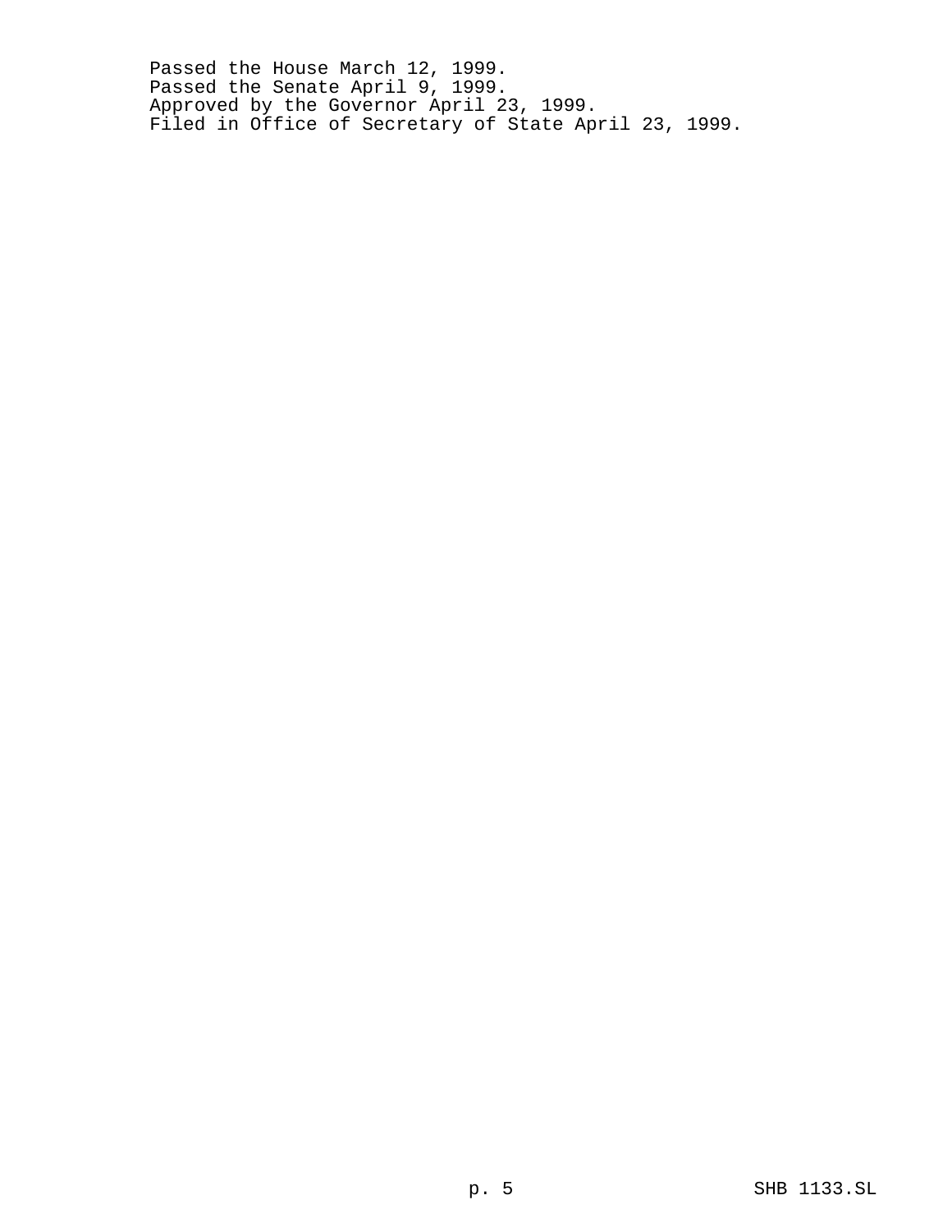Passed the House March 12, 1999.
Passed the Senate April 9, 1999.
Approved by the Governor April 23, 1999.
Filed in Office of Secretary of State April 23, 1999.